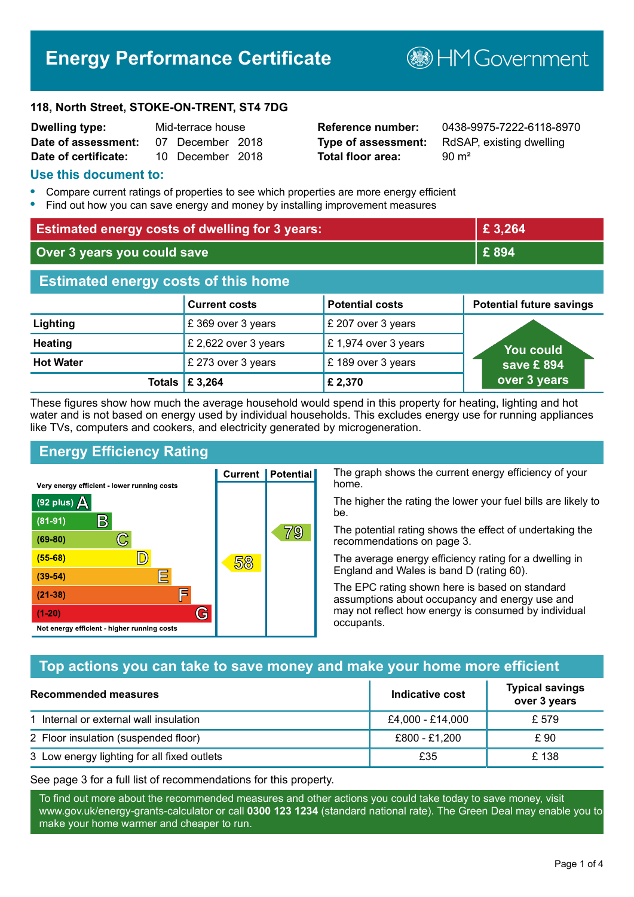# Energy Performance Certificate

HM Government

**118, North Street, STOKE-ON-TRENT, ST4 7DG**

| | | | |
|---|---|---|---|
| **Dwelling type:** | Mid-terrace house | **Reference number:** | 0438-9975-7222-6118-8970 |
| **Date of assessment:** | 07 December 2018 | **Type of assessment:** | RdSAP, existing dwelling |
| **Date of certificate:** | 10 December 2018 | **Total floor area:** | 90 m² |

## Use this document to:

- Compare current ratings of properties to see which properties are more energy efficient
- Find out how you can save energy and money by installing improvement measures

| | |
|---|---|
| **Estimated energy costs of dwelling for 3 years:** | **£ 3,264** |
| **Over 3 years you could save** | **£ 894** |

## Estimated energy costs of this home

| | Current costs | Potential costs | Potential future savings |
|---|---|---|---|
| **Lighting** | £ 369 over 3 years | £ 207 over 3 years | You could save £ 894 over 3 years |
| **Heating** | £ 2,622 over 3 years | £ 1,974 over 3 years | |
| **Hot Water** | £ 273 over 3 years | £ 189 over 3 years | |
| **Totals** | **£ 3,264** | **£ 2,370** | |

These figures show how much the average household would spend in this property for heating, lighting and hot water and is not based on energy used by individual households. This excludes energy use for running appliances like TVs, computers and cookers, and electricity generated by microgeneration.

## Energy Efficiency Rating

Very energy efficient - lower running costs

| Rating | Current | Potential |
|---|---|---|
| (92 plus) A | | |
| (81-91) B | | |
| (69-80) C | | 79 |
| (55-68) D | 58 | |
| (39-54) E | | |
| (21-38) F | | |
| (1-20) G | | |

Not energy efficient - higher running costs

The graph shows the current energy efficiency of your home.

The higher the rating the lower your fuel bills are likely to be.

The potential rating shows the effect of undertaking the recommendations on page 3.

The average energy efficiency rating for a dwelling in England and Wales is band D (rating 60).

The EPC rating shown here is based on standard assumptions about occupancy and energy use and may not reflect how energy is consumed by individual occupants.

## Top actions you can take to save money and make your home more efficient

| Recommended measures | Indicative cost | Typical savings over 3 years |
|---|---|---|
| 1 Internal or external wall insulation | £4,000 - £14,000 | £ 579 |
| 2 Floor insulation (suspended floor) | £800 - £1,200 | £ 90 |
| 3 Low energy lighting for all fixed outlets | £35 | £ 138 |

See page 3 for a full list of recommendations for this property.

To find out more about the recommended measures and other actions you could take today to save money, visit www.gov.uk/energy-grants-calculator or call **0300 123 1234** (standard national rate). The Green Deal may enable you to make your home warmer and cheaper to run.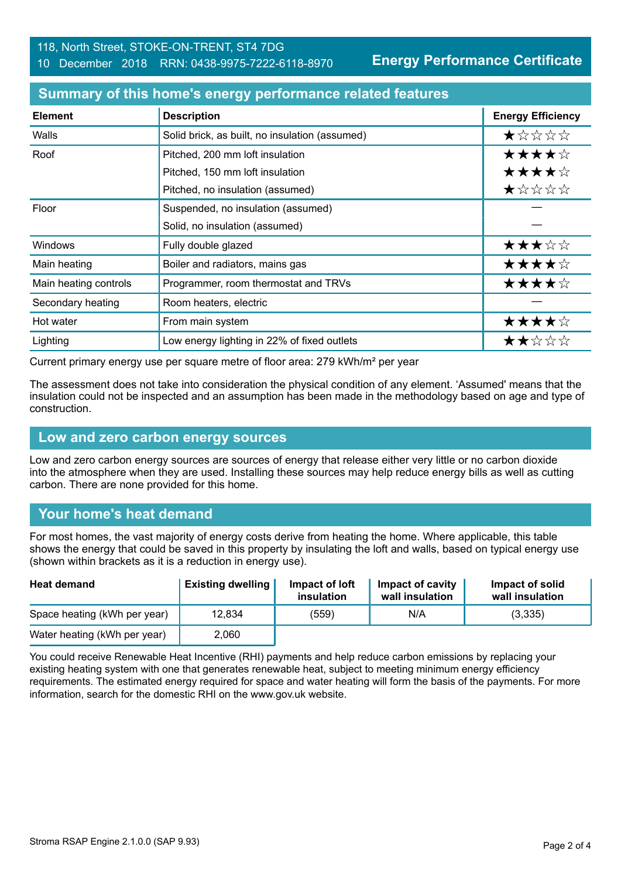118, North Street, STOKE-ON-TRENT, ST4 7DG
10 December 2018 RRN: 0438-9975-7222-6118-8970

**Energy Performance Certificate**

## Summary of this home's energy performance related features

| Element | Description | Energy Efficiency |
|---|---|---|
| Walls | Solid brick, as built, no insulation (assumed) | ★☆☆☆☆ |
| Roof | Pitched, 200 mm loft insulation | ★★★★☆ |
| | Pitched, 150 mm loft insulation | ★★★★☆ |
| | Pitched, no insulation (assumed) | ★☆☆☆☆ |
| Floor | Suspended, no insulation (assumed) | — |
| | Solid, no insulation (assumed) | — |
| Windows | Fully double glazed | ★★★☆☆ |
| Main heating | Boiler and radiators, mains gas | ★★★★☆ |
| Main heating controls | Programmer, room thermostat and TRVs | ★★★★☆ |
| Secondary heating | Room heaters, electric | — |
| Hot water | From main system | ★★★★☆ |
| Lighting | Low energy lighting in 22% of fixed outlets | ★★☆☆☆ |

Current primary energy use per square metre of floor area: 279 kWh/m² per year

The assessment does not take into consideration the physical condition of any element. 'Assumed' means that the insulation could not be inspected and an assumption has been made in the methodology based on age and type of construction.

## Low and zero carbon energy sources

Low and zero carbon energy sources are sources of energy that release either very little or no carbon dioxide into the atmosphere when they are used. Installing these sources may help reduce energy bills as well as cutting carbon. There are none provided for this home.

## Your home's heat demand

For most homes, the vast majority of energy costs derive from heating the home. Where applicable, this table shows the energy that could be saved in this property by insulating the loft and walls, based on typical energy use (shown within brackets as it is a reduction in energy use).

| Heat demand | Existing dwelling | Impact of loft insulation | Impact of cavity wall insulation | Impact of solid wall insulation |
|---|---|---|---|---|
| Space heating (kWh per year) | 12,834 | (559) | N/A | (3,335) |
| Water heating (kWh per year) | 2,060 | | | |

You could receive Renewable Heat Incentive (RHI) payments and help reduce carbon emissions by replacing your existing heating system with one that generates renewable heat, subject to meeting minimum energy efficiency requirements. The estimated energy required for space and water heating will form the basis of the payments. For more information, search for the domestic RHI on the www.gov.uk website.

Stroma RSAP Engine 2.1.0.0 (SAP 9.93)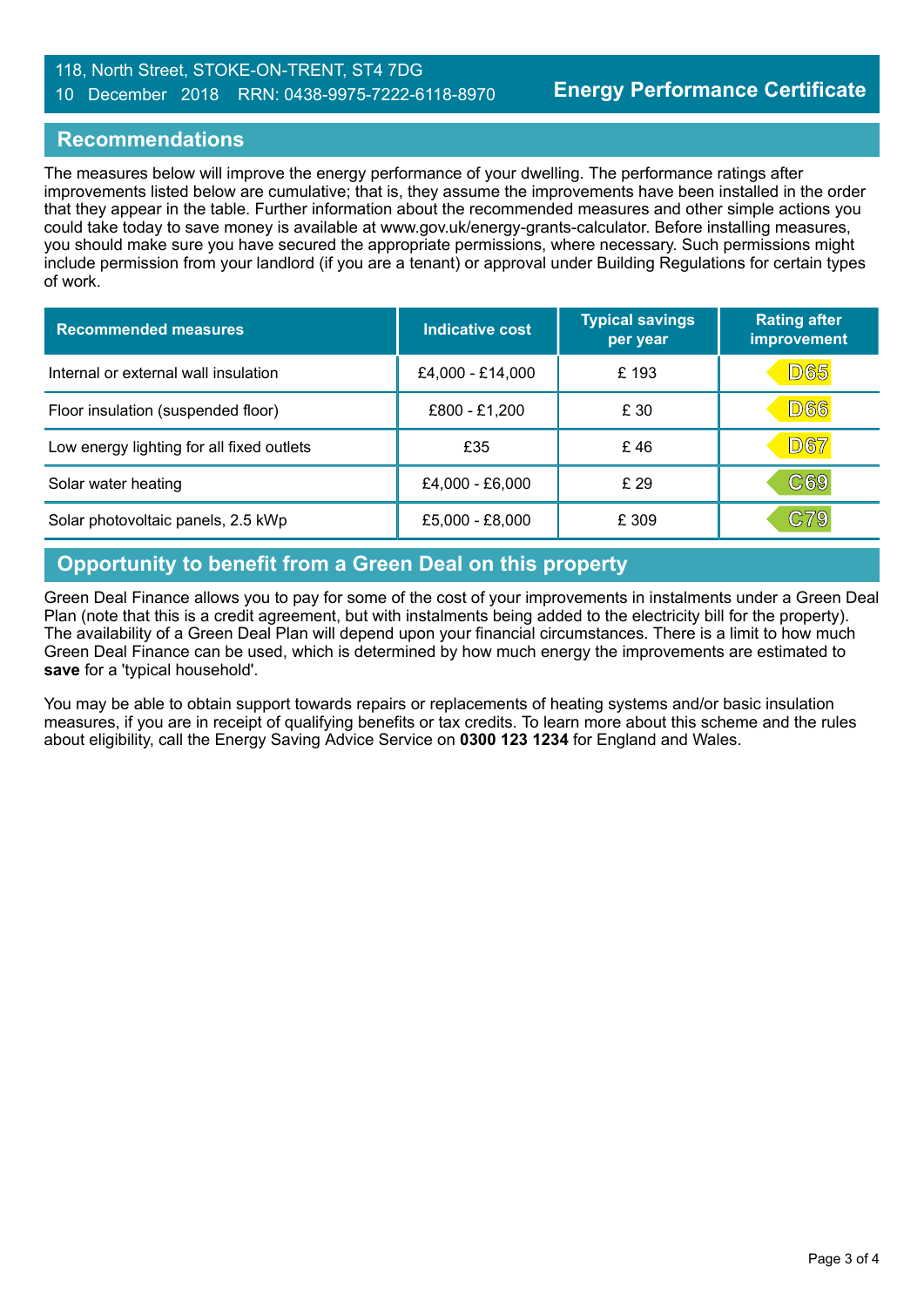## Recommendations

The measures below will improve the energy performance of your dwelling. The performance ratings after improvements listed below are cumulative; that is, they assume the improvements have been installed in the order that they appear in the table. Further information about the recommended measures and other simple actions you could take today to save money is available at www.gov.uk/energy-grants-calculator. Before installing measures, you should make sure you have secured the appropriate permissions, where necessary. Such permissions might include permission from your landlord (if you are a tenant) or approval under Building Regulations for certain types of work.

| Recommended measures | Indicative cost | Typical savings per year | Rating after improvement |
|---|---|---|---|
| Internal or external wall insulation | £4,000 - £14,000 | £ 193 | D65 |
| Floor insulation (suspended floor) | £800 - £1,200 | £ 30 | D66 |
| Low energy lighting for all fixed outlets | £35 | £ 46 | D67 |
| Solar water heating | £4,000 - £6,000 | £ 29 | C69 |
| Solar photovoltaic panels, 2.5 kWp | £5,000 - £8,000 | £ 309 | C79 |

## Opportunity to benefit from a Green Deal on this property

Green Deal Finance allows you to pay for some of the cost of your improvements in instalments under a Green Deal Plan (note that this is a credit agreement, but with instalments being added to the electricity bill for the property). The availability of a Green Deal Plan will depend upon your financial circumstances. There is a limit to how much Green Deal Finance can be used, which is determined by how much energy the improvements are estimated to **save** for a 'typical household'.

You may be able to obtain support towards repairs or replacements of heating systems and/or basic insulation measures, if you are in receipt of qualifying benefits or tax credits. To learn more about this scheme and the rules about eligibility, call the Energy Saving Advice Service on **0300 123 1234** for England and Wales.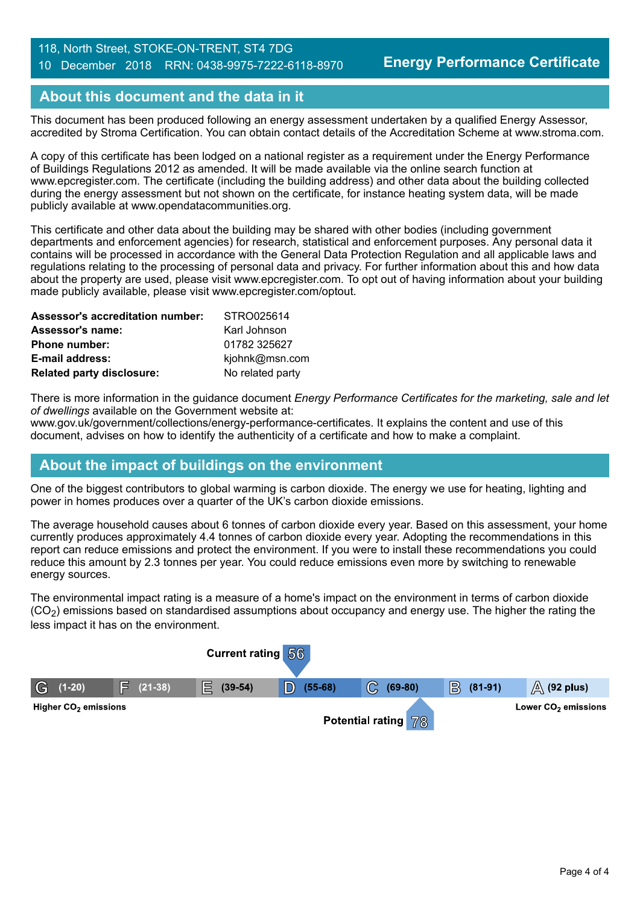118, North Street, STOKE-ON-TRENT, ST4 7DG
10 December 2018 RRN: 0438-9975-7222-6118-8970

**Energy Performance Certificate**

## About this document and the data in it

This document has been produced following an energy assessment undertaken by a qualified Energy Assessor, accredited by Stroma Certification. You can obtain contact details of the Accreditation Scheme at www.stroma.com.

A copy of this certificate has been lodged on a national register as a requirement under the Energy Performance of Buildings Regulations 2012 as amended. It will be made available via the online search function at www.epcregister.com. The certificate (including the building address) and other data about the building collected during the energy assessment but not shown on the certificate, for instance heating system data, will be made publicly available at www.opendatacommunities.org.

This certificate and other data about the building may be shared with other bodies (including government departments and enforcement agencies) for research, statistical and enforcement purposes. Any personal data it contains will be processed in accordance with the General Data Protection Regulation and all applicable laws and regulations relating to the processing of personal data and privacy. For further information about this and how data about the property are used, please visit www.epcregister.com. To opt out of having information about your building made publicly available, please visit www.epcregister.com/optout.

| | |
|---|---|
| **Assessor's accreditation number:** | STRO025614 |
| **Assessor's name:** | Karl Johnson |
| **Phone number:** | 01782 325627 |
| **E-mail address:** | kjohnk@msn.com |
| **Related party disclosure:** | No related party |

There is more information in the guidance document *Energy Performance Certificates for the marketing, sale and let of dwellings* available on the Government website at: www.gov.uk/government/collections/energy-performance-certificates. It explains the content and use of this document, advises on how to identify the authenticity of a certificate and how to make a complaint.

## About the impact of buildings on the environment

One of the biggest contributors to global warming is carbon dioxide. The energy we use for heating, lighting and power in homes produces over a quarter of the UK's carbon dioxide emissions.

The average household causes about 6 tonnes of carbon dioxide every year. Based on this assessment, your home currently produces approximately 4.4 tonnes of carbon dioxide every year. Adopting the recommendations in this report can reduce emissions and protect the environment. If you were to install these recommendations you could reduce this amount by 2.3 tonnes per year. You could reduce emissions even more by switching to renewable energy sources.

The environmental impact rating is a measure of a home's impact on the environment in terms of carbon dioxide ($CO_2$) emissions based on standardised assumptions about occupancy and energy use. The higher the rating the less impact it has on the environment.

Current rating 56

G (1-20) F (21-38) E (39-54) D (55-68) C (69-80) B (81-91) A (92 plus)

Higher $CO_2$ emissions

Lower $CO_2$ emissions

Potential rating 78